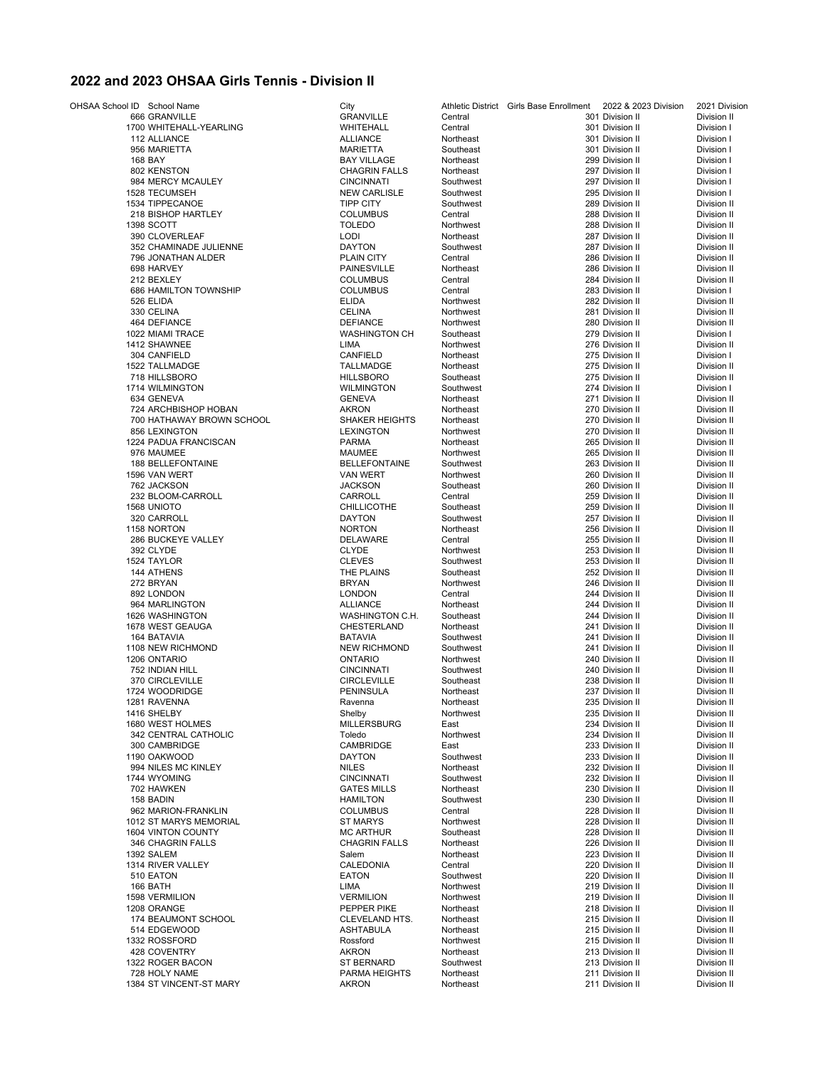## 2022 and 2023 OHSAA Girls Tennis - Division II

| OHSAA School ID | School Name | City | Athletic District | Girls Base Enrollment | 2022 & 2023 Division | 2021 Division |
|---|---|---|---|---|---|---|
| 666 | GRANVILLE | GRANVILLE | Central | 301 | Division II | Division II |
| 1700 | WHITEHALL-YEARLING | WHITEHALL | Central | 301 | Division II | Division I |
| 112 | ALLIANCE | ALLIANCE | Northeast | 301 | Division II | Division I |
| 956 | MARIETTA | MARIETTA | Southeast | 301 | Division II | Division I |
| 168 | BAY | BAY VILLAGE | Northeast | 299 | Division II | Division I |
| 802 | KENSTON | CHAGRIN FALLS | Northeast | 297 | Division II | Division I |
| 984 | MERCY MCAULEY | CINCINNATI | Southwest | 297 | Division II | Division I |
| 1528 | TECUMSEH | NEW CARLISLE | Southwest | 295 | Division II | Division I |
| 1534 | TIPPECANOE | TIPP CITY | Southwest | 289 | Division II | Division II |
| 218 | BISHOP HARTLEY | COLUMBUS | Central | 288 | Division II | Division II |
| 1398 | SCOTT | TOLEDO | Northwest | 288 | Division II | Division II |
| 390 | CLOVERLEAF | LODI | Northeast | 287 | Division II | Division II |
| 352 | CHAMINADE JULIENNE | DAYTON | Southwest | 287 | Division II | Division II |
| 796 | JONATHAN ALDER | PLAIN CITY | Central | 286 | Division II | Division II |
| 698 | HARVEY | PAINESVILLE | Northeast | 286 | Division II | Division II |
| 212 | BEXLEY | COLUMBUS | Central | 284 | Division II | Division II |
| 686 | HAMILTON TOWNSHIP | COLUMBUS | Central | 283 | Division II | Division I |
| 526 | ELIDA | ELIDA | Northwest | 282 | Division II | Division II |
| 330 | CELINA | CELINA | Northwest | 281 | Division II | Division II |
| 464 | DEFIANCE | DEFIANCE | Northwest | 280 | Division II | Division II |
| 1022 | MIAMI TRACE | WASHINGTON CH | Southeast | 279 | Division II | Division I |
| 1412 | SHAWNEE | LIMA | Northwest | 276 | Division II | Division II |
| 304 | CANFIELD | CANFIELD | Northeast | 275 | Division II | Division I |
| 1522 | TALLMADGE | TALLMADGE | Northeast | 275 | Division II | Division II |
| 718 | HILLSBORO | HILLSBORO | Southeast | 275 | Division II | Division II |
| 1714 | WILMINGTON | WILMINGTON | Southwest | 274 | Division II | Division I |
| 634 | GENEVA | GENEVA | Northeast | 271 | Division II | Division II |
| 724 | ARCHBISHOP HOBAN | AKRON | Northeast | 270 | Division II | Division II |
| 700 | HATHAWAY BROWN SCHOOL | SHAKER HEIGHTS | Northeast | 270 | Division II | Division II |
| 856 | LEXINGTON | LEXINGTON | Northwest | 270 | Division II | Division II |
| 1224 | PADUA FRANCISCAN | PARMA | Northeast | 265 | Division II | Division II |
| 976 | MAUMEE | MAUMEE | Northwest | 265 | Division II | Division II |
| 188 | BELLEFONTAINE | BELLEFONTAINE | Southwest | 263 | Division II | Division II |
| 1596 | VAN WERT | VAN WERT | Northwest | 260 | Division II | Division II |
| 762 | JACKSON | JACKSON | Southeast | 260 | Division II | Division II |
| 232 | BLOOM-CARROLL | CARROLL | Central | 259 | Division II | Division II |
| 1568 | UNIOTO | CHILLICOTHE | Southeast | 259 | Division II | Division II |
| 320 | CARROLL | DAYTON | Southwest | 257 | Division II | Division II |
| 1158 | NORTON | NORTON | Northeast | 256 | Division II | Division II |
| 286 | BUCKEYE VALLEY | DELAWARE | Central | 255 | Division II | Division II |
| 392 | CLYDE | CLYDE | Northwest | 253 | Division II | Division II |
| 1524 | TAYLOR | CLEVES | Southwest | 253 | Division II | Division II |
| 144 | ATHENS | THE PLAINS | Southeast | 252 | Division II | Division II |
| 272 | BRYAN | BRYAN | Northwest | 246 | Division II | Division II |
| 892 | LONDON | LONDON | Central | 244 | Division II | Division II |
| 964 | MARLINGTON | ALLIANCE | Northeast | 244 | Division II | Division II |
| 1626 | WASHINGTON | WASHINGTON C.H. | Southeast | 244 | Division II | Division II |
| 1678 | WEST GEAUGA | CHESTERLAND | Northeast | 241 | Division II | Division II |
| 164 | BATAVIA | BATAVIA | Southwest | 241 | Division II | Division II |
| 1108 | NEW RICHMOND | NEW RICHMOND | Southwest | 241 | Division II | Division II |
| 1206 | ONTARIO | ONTARIO | Northwest | 240 | Division II | Division II |
| 752 | INDIAN HILL | CINCINNATI | Southwest | 240 | Division II | Division II |
| 370 | CIRCLEVILLE | CIRCLEVILLE | Southeast | 238 | Division II | Division II |
| 1724 | WOODRIDGE | PENINSULA | Northeast | 237 | Division II | Division II |
| 1281 | RAVENNA | Ravenna | Northeast | 235 | Division II | Division II |
| 1416 | SHELBY | Shelby | Northwest | 235 | Division II | Division II |
| 1680 | WEST HOLMES | MILLERSBURG | East | 234 | Division II | Division II |
| 342 | CENTRAL CATHOLIC | Toledo | Northwest | 234 | Division II | Division II |
| 300 | CAMBRIDGE | CAMBRIDGE | East | 233 | Division II | Division II |
| 1190 | OAKWOOD | DAYTON | Southwest | 233 | Division II | Division II |
| 994 | NILES MC KINLEY | NILES | Northeast | 232 | Division II | Division II |
| 1744 | WYOMING | CINCINNATI | Southwest | 232 | Division II | Division II |
| 702 | HAWKEN | GATES MILLS | Northeast | 230 | Division II | Division II |
| 158 | BADIN | HAMILTON | Southwest | 230 | Division II | Division II |
| 962 | MARION-FRANKLIN | COLUMBUS | Central | 228 | Division II | Division II |
| 1012 | ST MARYS MEMORIAL | ST MARYS | Northwest | 228 | Division II | Division II |
| 1604 | VINTON COUNTY | MC ARTHUR | Southeast | 228 | Division II | Division II |
| 346 | CHAGRIN FALLS | CHAGRIN FALLS | Northeast | 226 | Division II | Division II |
| 1392 | SALEM | Salem | Northeast | 223 | Division II | Division II |
| 1314 | RIVER VALLEY | CALEDONIA | Central | 220 | Division II | Division II |
| 510 | EATON | EATON | Southwest | 220 | Division II | Division II |
| 166 | BATH | LIMA | Northwest | 219 | Division II | Division II |
| 1598 | VERMILION | VERMILION | Northwest | 219 | Division II | Division II |
| 1208 | ORANGE | PEPPER PIKE | Northeast | 218 | Division II | Division II |
| 174 | BEAUMONT SCHOOL | CLEVELAND HTS. | Northeast | 215 | Division II | Division II |
| 514 | EDGEWOOD | ASHTABULA | Northeast | 215 | Division II | Division II |
| 1332 | ROSSFORD | Rossford | Northwest | 215 | Division II | Division II |
| 428 | COVENTRY | AKRON | Northeast | 213 | Division II | Division II |
| 1322 | ROGER BACON | ST BERNARD | Southwest | 213 | Division II | Division II |
| 728 | HOLY NAME | PARMA HEIGHTS | Northeast | 211 | Division II | Division II |
| 1384 | ST VINCENT-ST MARY | AKRON | Northeast | 211 | Division II | Division II |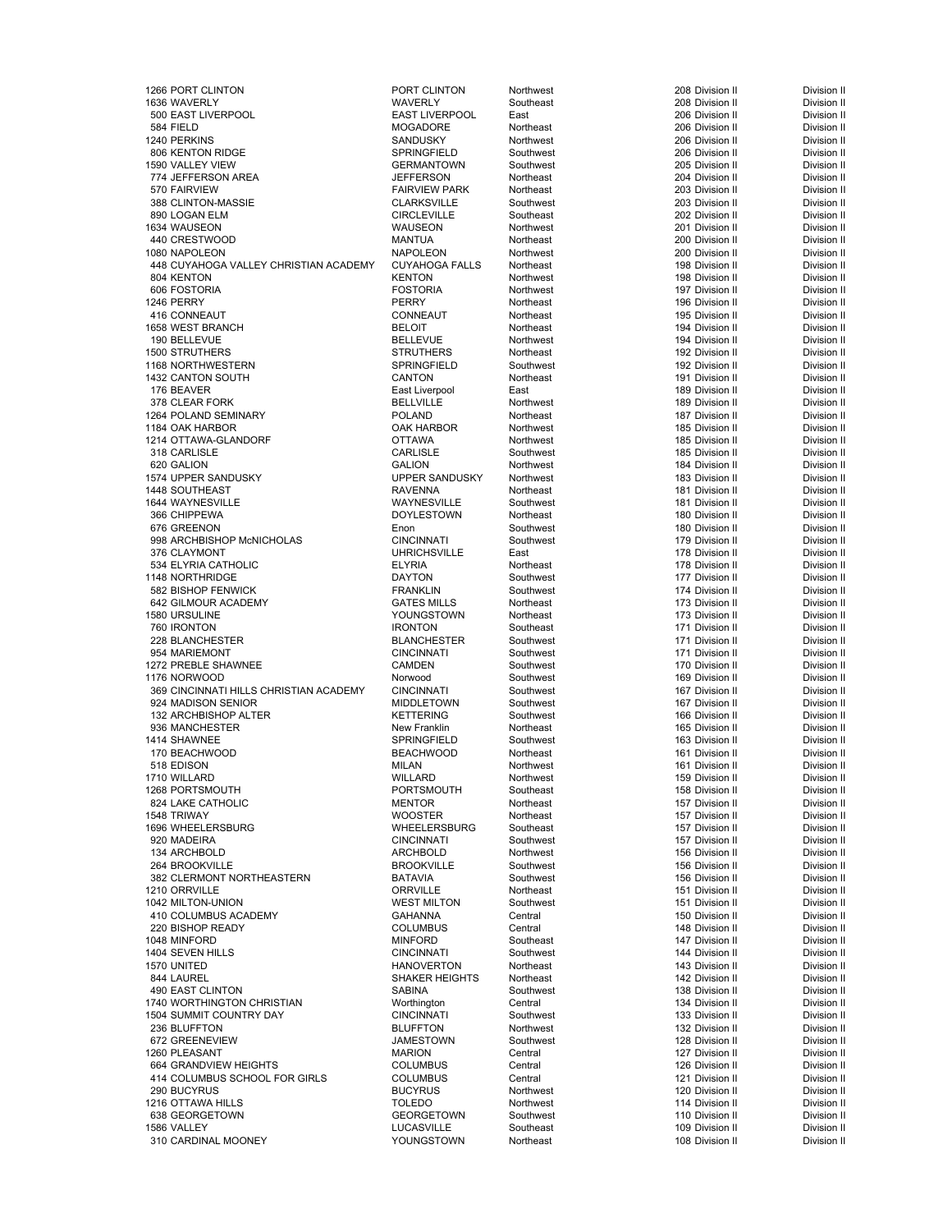| | | | | | |
|---|---|---|---|---|---|
| 1266 | PORT CLINTON | PORT CLINTON | Northwest | 208 Division II | Division II |
| 1636 | WAVERLY | WAVERLY | Southeast | 208 Division II | Division II |
| 500 | EAST LIVERPOOL | EAST LIVERPOOL | East | 206 Division II | Division II |
| 584 | FIELD | MOGADORE | Northeast | 206 Division II | Division II |
| 1240 | PERKINS | SANDUSKY | Northwest | 206 Division II | Division II |
| 806 | KENTON RIDGE | SPRINGFIELD | Southwest | 206 Division II | Division II |
| 1590 | VALLEY VIEW | GERMANTOWN | Southwest | 205 Division II | Division II |
| 774 | JEFFERSON AREA | JEFFERSON | Northeast | 204 Division II | Division II |
| 570 | FAIRVIEW | FAIRVIEW PARK | Northeast | 203 Division II | Division II |
| 388 | CLINTON-MASSIE | CLARKSVILLE | Southwest | 203 Division II | Division II |
| 890 | LOGAN ELM | CIRCLEVILLE | Southeast | 202 Division II | Division II |
| 1634 | WAUSEON | WAUSEON | Northwest | 201 Division II | Division II |
| 440 | CRESTWOOD | MANTUA | Northeast | 200 Division II | Division II |
| 1080 | NAPOLEON | NAPOLEON | Northwest | 200 Division II | Division II |
| 448 | CUYAHOGA VALLEY CHRISTIAN ACADEMY | CUYAHOGA FALLS | Northeast | 198 Division II | Division II |
| 804 | KENTON | KENTON | Northwest | 198 Division II | Division II |
| 606 | FOSTORIA | FOSTORIA | Northwest | 197 Division II | Division II |
| 1246 | PERRY | PERRY | Northeast | 196 Division II | Division II |
| 416 | CONNEAUT | CONNEAUT | Northeast | 195 Division II | Division II |
| 1658 | WEST BRANCH | BELOIT | Northeast | 194 Division II | Division II |
| 190 | BELLEVUE | BELLEVUE | Northwest | 194 Division II | Division II |
| 1500 | STRUTHERS | STRUTHERS | Northeast | 192 Division II | Division II |
| 1168 | NORTHWESTERN | SPRINGFIELD | Southwest | 192 Division II | Division II |
| 1432 | CANTON SOUTH | CANTON | Northeast | 191 Division II | Division II |
| 176 | BEAVER | East Liverpool | East | 189 Division II | Division II |
| 378 | CLEAR FORK | BELLVILLE | Northwest | 189 Division II | Division II |
| 1264 | POLAND SEMINARY | POLAND | Northeast | 187 Division II | Division II |
| 1184 | OAK HARBOR | OAK HARBOR | Northwest | 185 Division II | Division II |
| 1214 | OTTAWA-GLANDORF | OTTAWA | Northwest | 185 Division II | Division II |
| 318 | CARLISLE | CARLISLE | Southwest | 185 Division II | Division II |
| 620 | GALION | GALION | Northwest | 184 Division II | Division II |
| 1574 | UPPER SANDUSKY | UPPER SANDUSKY | Northwest | 183 Division II | Division II |
| 1448 | SOUTHEAST | RAVENNA | Northeast | 181 Division II | Division II |
| 1644 | WAYNESVILLE | WAYNESVILLE | Southwest | 181 Division II | Division II |
| 366 | CHIPPEWA | DOYLESTOWN | Northeast | 180 Division II | Division II |
| 676 | GREENON | Enon | Southwest | 180 Division II | Division II |
| 998 | ARCHBISHOP McNICHOLAS | CINCINNATI | Southwest | 179 Division II | Division II |
| 376 | CLAYMONT | UHRICHSVILLE | East | 178 Division II | Division II |
| 534 | ELYRIA CATHOLIC | ELYRIA | Northeast | 178 Division II | Division II |
| 1148 | NORTHRIDGE | DAYTON | Southwest | 177 Division II | Division II |
| 582 | BISHOP FENWICK | FRANKLIN | Southwest | 174 Division II | Division II |
| 642 | GILMOUR ACADEMY | GATES MILLS | Northeast | 173 Division II | Division II |
| 1580 | URSULINE | YOUNGSTOWN | Northeast | 173 Division II | Division II |
| 760 | IRONTON | IRONTON | Southeast | 171 Division II | Division II |
| 228 | BLANCHESTER | BLANCHESTER | Southwest | 171 Division II | Division II |
| 954 | MARIEMONT | CINCINNATI | Southwest | 171 Division II | Division II |
| 1272 | PREBLE SHAWNEE | CAMDEN | Southwest | 170 Division II | Division II |
| 1176 | NORWOOD | Norwood | Southwest | 169 Division II | Division II |
| 369 | CINCINNATI HILLS CHRISTIAN ACADEMY | CINCINNATI | Southwest | 167 Division II | Division II |
| 924 | MADISON SENIOR | MIDDLETOWN | Southwest | 167 Division II | Division II |
| 132 | ARCHBISHOP ALTER | KETTERING | Southwest | 166 Division II | Division II |
| 936 | MANCHESTER | New Franklin | Northeast | 165 Division II | Division II |
| 1414 | SHAWNEE | SPRINGFIELD | Southwest | 163 Division II | Division II |
| 170 | BEACHWOOD | BEACHWOOD | Northeast | 161 Division II | Division II |
| 518 | EDISON | MILAN | Northwest | 161 Division II | Division II |
| 1710 | WILLARD | WILLARD | Northwest | 159 Division II | Division II |
| 1268 | PORTSMOUTH | PORTSMOUTH | Southeast | 158 Division II | Division II |
| 824 | LAKE CATHOLIC | MENTOR | Northeast | 157 Division II | Division II |
| 1548 | TRIWAY | WOOSTER | Northeast | 157 Division II | Division II |
| 1696 | WHEELERSBURG | WHEELERSBURG | Southeast | 157 Division II | Division II |
| 920 | MADEIRA | CINCINNATI | Southwest | 157 Division II | Division II |
| 134 | ARCHBOLD | ARCHBOLD | Northwest | 156 Division II | Division II |
| 264 | BROOKVILLE | BROOKVILLE | Southwest | 156 Division II | Division II |
| 382 | CLERMONT NORTHEASTERN | BATAVIA | Southwest | 156 Division II | Division II |
| 1210 | ORRVILLE | ORRVILLE | Northeast | 151 Division II | Division II |
| 1042 | MILTON-UNION | WEST MILTON | Southwest | 151 Division II | Division II |
| 410 | COLUMBUS ACADEMY | GAHANNA | Central | 150 Division II | Division II |
| 220 | BISHOP READY | COLUMBUS | Central | 148 Division II | Division II |
| 1048 | MINFORD | MINFORD | Southeast | 147 Division II | Division II |
| 1404 | SEVEN HILLS | CINCINNATI | Southwest | 144 Division II | Division II |
| 1570 | UNITED | HANOVERTON | Northeast | 143 Division II | Division II |
| 844 | LAUREL | SHAKER HEIGHTS | Northeast | 142 Division II | Division II |
| 490 | EAST CLINTON | SABINA | Southwest | 138 Division II | Division II |
| 1740 | WORTHINGTON CHRISTIAN | Worthington | Central | 134 Division II | Division II |
| 1504 | SUMMIT COUNTRY DAY | CINCINNATI | Southwest | 133 Division II | Division II |
| 236 | BLUFFTON | BLUFFTON | Northwest | 132 Division II | Division II |
| 672 | GREENEVIEW | JAMESTOWN | Southwest | 128 Division II | Division II |
| 1260 | PLEASANT | MARION | Central | 127 Division II | Division II |
| 664 | GRANDVIEW HEIGHTS | COLUMBUS | Central | 126 Division II | Division II |
| 414 | COLUMBUS SCHOOL FOR GIRLS | COLUMBUS | Central | 121 Division II | Division II |
| 290 | BUCYRUS | BUCYRUS | Northwest | 120 Division II | Division II |
| 1216 | OTTAWA HILLS | TOLEDO | Northwest | 114 Division II | Division II |
| 638 | GEORGETOWN | GEORGETOWN | Southwest | 110 Division II | Division II |
| 1586 | VALLEY | LUCASVILLE | Southeast | 109 Division II | Division II |
| 310 | CARDINAL MOONEY | YOUNGSTOWN | Northeast | 108 Division II | Division II |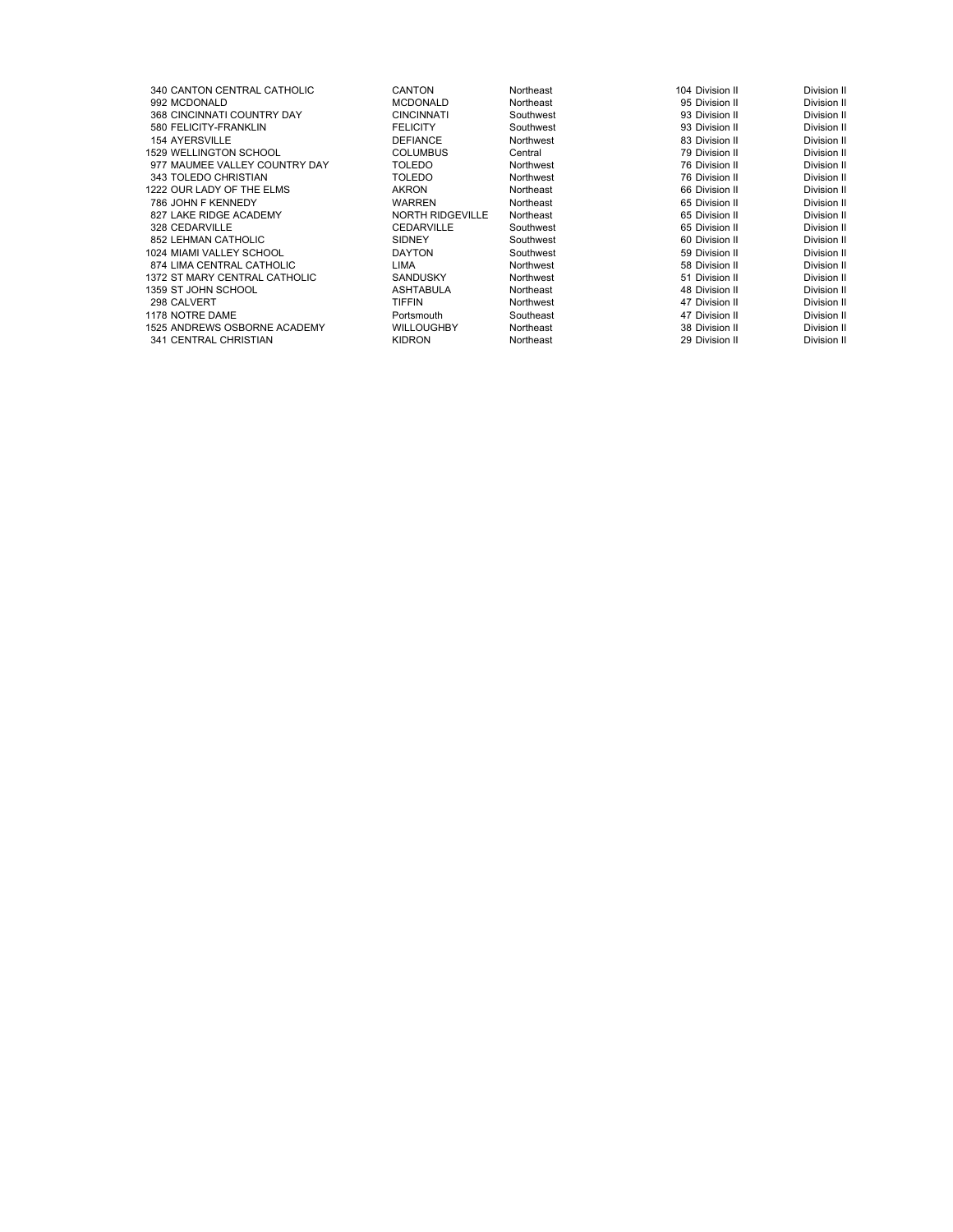| | | | | | | |
|---|---|---|---|---|---|---|
| 340 | CANTON CENTRAL CATHOLIC | CANTON | Northeast | 104 | Division II | Division II |
| 992 | MCDONALD | MCDONALD | Northeast | 95 | Division II | Division II |
| 368 | CINCINNATI COUNTRY DAY | CINCINNATI | Southwest | 93 | Division II | Division II |
| 580 | FELICITY-FRANKLIN | FELICITY | Southwest | 93 | Division II | Division II |
| 154 | AYERSVILLE | DEFIANCE | Northwest | 83 | Division II | Division II |
| 1529 | WELLINGTON SCHOOL | COLUMBUS | Central | 79 | Division II | Division II |
| 977 | MAUMEE VALLEY COUNTRY DAY | TOLEDO | Northwest | 76 | Division II | Division II |
| 343 | TOLEDO CHRISTIAN | TOLEDO | Northwest | 76 | Division II | Division II |
| 1222 | OUR LADY OF THE ELMS | AKRON | Northeast | 66 | Division II | Division II |
| 786 | JOHN F KENNEDY | WARREN | Northeast | 65 | Division II | Division II |
| 827 | LAKE RIDGE ACADEMY | NORTH RIDGEVILLE | Northeast | 65 | Division II | Division II |
| 328 | CEDARVILLE | CEDARVILLE | Southwest | 65 | Division II | Division II |
| 852 | LEHMAN CATHOLIC | SIDNEY | Southwest | 60 | Division II | Division II |
| 1024 | MIAMI VALLEY SCHOOL | DAYTON | Southwest | 59 | Division II | Division II |
| 874 | LIMA CENTRAL CATHOLIC | LIMA | Northwest | 58 | Division II | Division II |
| 1372 | ST MARY CENTRAL CATHOLIC | SANDUSKY | Northwest | 51 | Division II | Division II |
| 1359 | ST JOHN SCHOOL | ASHTABULA | Northeast | 48 | Division II | Division II |
| 298 | CALVERT | TIFFIN | Northwest | 47 | Division II | Division II |
| 1178 | NOTRE DAME | Portsmouth | Southeast | 47 | Division II | Division II |
| 1525 | ANDREWS OSBORNE ACADEMY | WILLOUGHBY | Northeast | 38 | Division II | Division II |
| 341 | CENTRAL CHRISTIAN | KIDRON | Northeast | 29 | Division II | Division II |